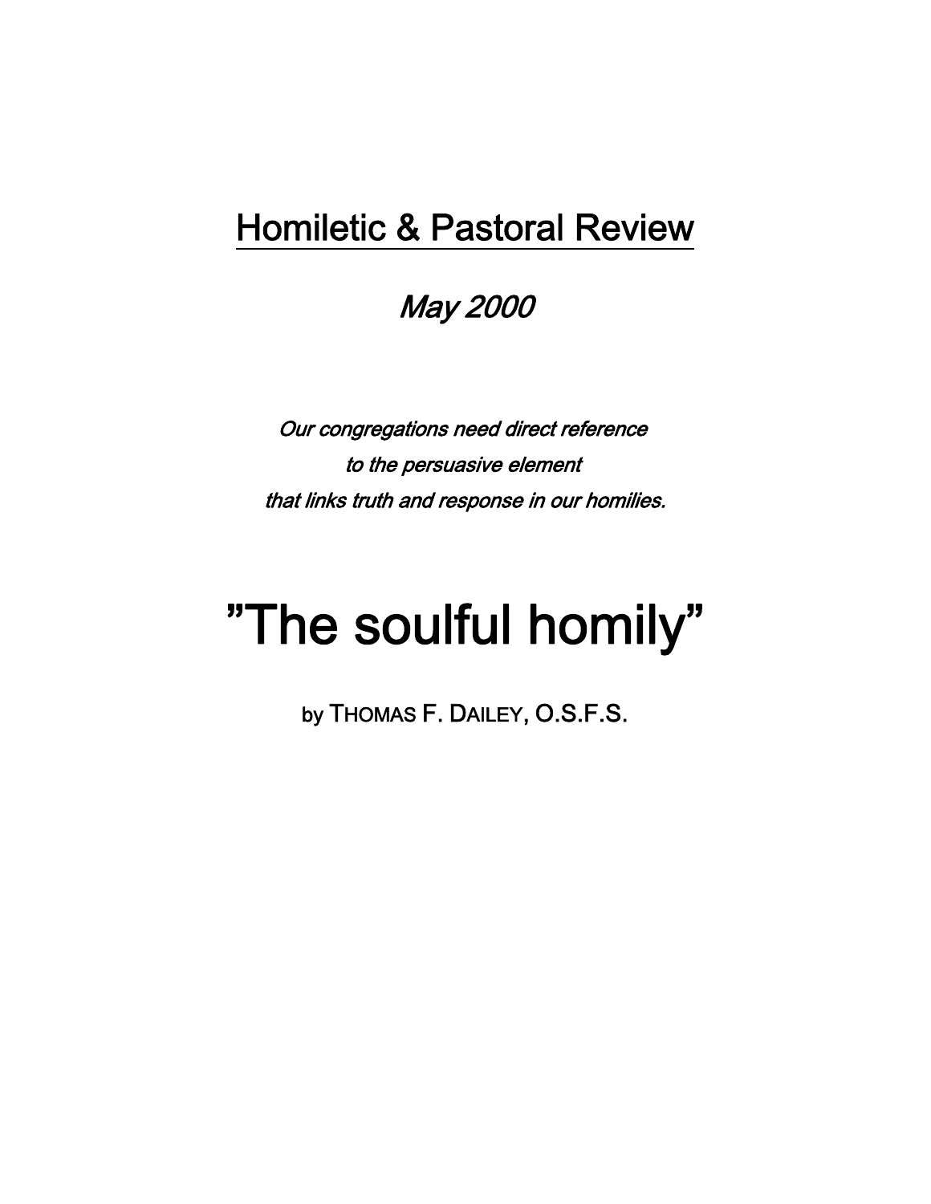Homiletic & Pastoral Review

*May 2000*

*Our congregations need direct reference*
*to the persuasive element*
*that links truth and response in our homilies.*

# "The soulful homily"

by THOMAS F. DAILEY, O.S.F.S.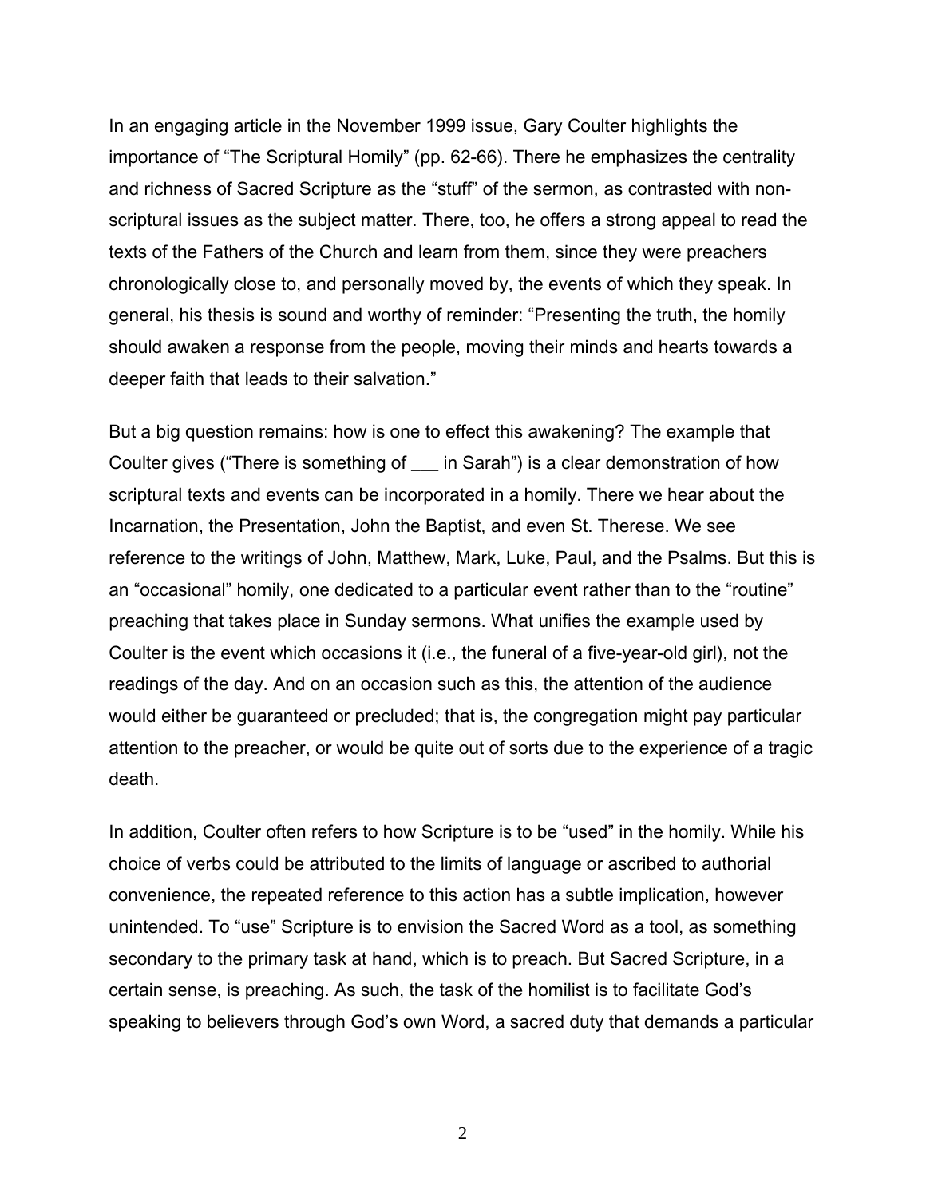In an engaging article in the November 1999 issue, Gary Coulter highlights the importance of "The Scriptural Homily" (pp. 62-66). There he emphasizes the centrality and richness of Sacred Scripture as the "stuff" of the sermon, as contrasted with non-scriptural issues as the subject matter. There, too, he offers a strong appeal to read the texts of the Fathers of the Church and learn from them, since they were preachers chronologically close to, and personally moved by, the events of which they speak. In general, his thesis is sound and worthy of reminder: "Presenting the truth, the homily should awaken a response from the people, moving their minds and hearts towards a deeper faith that leads to their salvation."

But a big question remains: how is one to effect this awakening? The example that Coulter gives ("There is something of ___ in Sarah") is a clear demonstration of how scriptural texts and events can be incorporated in a homily. There we hear about the Incarnation, the Presentation, John the Baptist, and even St. Therese. We see reference to the writings of John, Matthew, Mark, Luke, Paul, and the Psalms. But this is an "occasional" homily, one dedicated to a particular event rather than to the "routine" preaching that takes place in Sunday sermons. What unifies the example used by Coulter is the event which occasions it (i.e., the funeral of a five-year-old girl), not the readings of the day. And on an occasion such as this, the attention of the audience would either be guaranteed or precluded; that is, the congregation might pay particular attention to the preacher, or would be quite out of sorts due to the experience of a tragic death.

In addition, Coulter often refers to how Scripture is to be "used" in the homily. While his choice of verbs could be attributed to the limits of language or ascribed to authorial convenience, the repeated reference to this action has a subtle implication, however unintended. To "use" Scripture is to envision the Sacred Word as a tool, as something secondary to the primary task at hand, which is to preach. But Sacred Scripture, in a certain sense, is preaching. As such, the task of the homilist is to facilitate God's speaking to believers through God's own Word, a sacred duty that demands a particular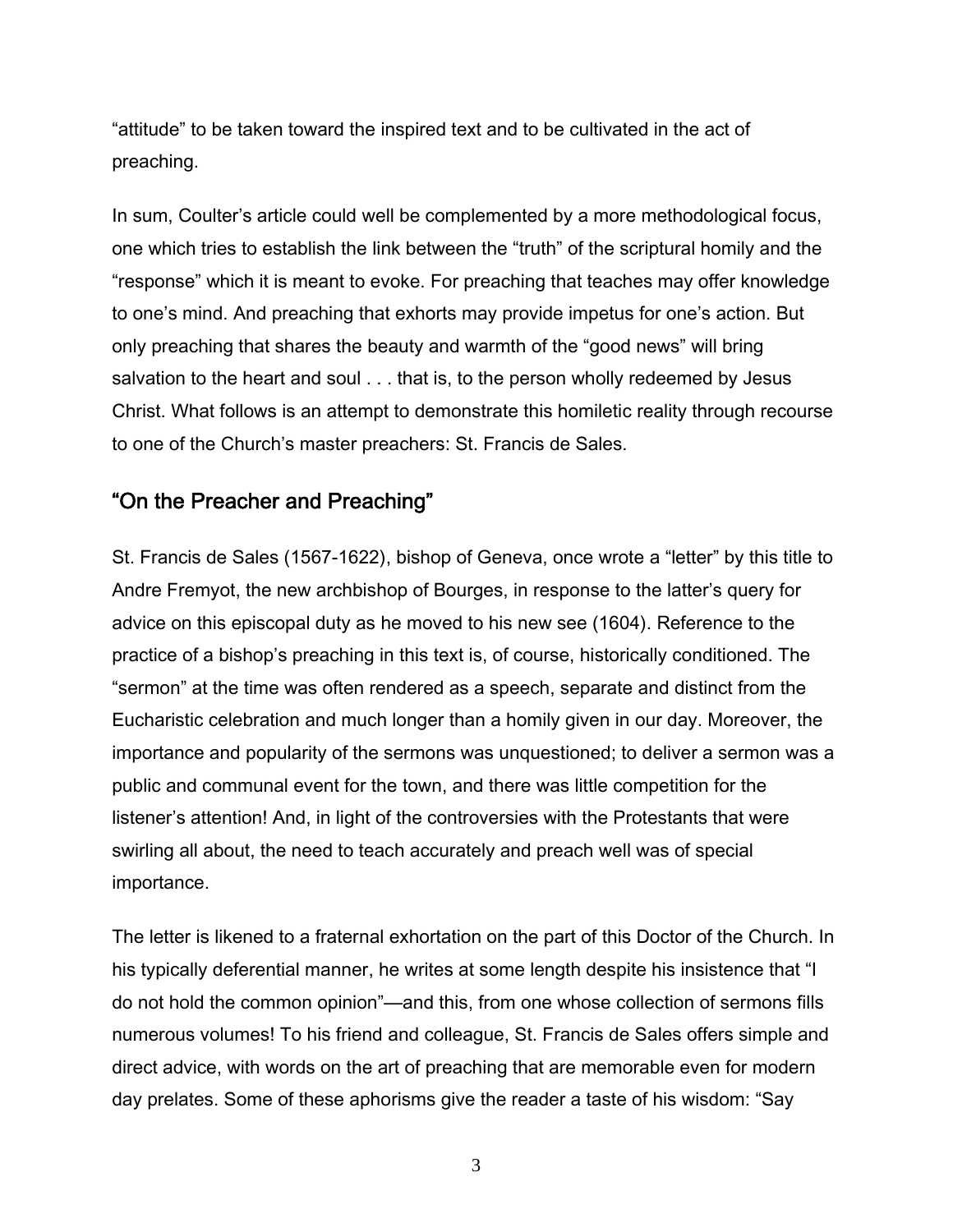“attitude” to be taken toward the inspired text and to be cultivated in the act of preaching.

In sum, Coulter’s article could well be complemented by a more methodological focus, one which tries to establish the link between the “truth” of the scriptural homily and the “response” which it is meant to evoke. For preaching that teaches may offer knowledge to one’s mind. And preaching that exhorts may provide impetus for one’s action. But only preaching that shares the beauty and warmth of the “good news” will bring salvation to the heart and soul . . . that is, to the person wholly redeemed by Jesus Christ. What follows is an attempt to demonstrate this homiletic reality through recourse to one of the Church’s master preachers: St. Francis de Sales.

## “On the Preacher and Preaching”

St. Francis de Sales (1567-1622), bishop of Geneva, once wrote a “letter” by this title to Andre Fremyot, the new archbishop of Bourges, in response to the latter’s query for advice on this episcopal duty as he moved to his new see (1604). Reference to the practice of a bishop’s preaching in this text is, of course, historically conditioned. The “sermon” at the time was often rendered as a speech, separate and distinct from the Eucharistic celebration and much longer than a homily given in our day. Moreover, the importance and popularity of the sermons was unquestioned; to deliver a sermon was a public and communal event for the town, and there was little competition for the listener’s attention! And, in light of the controversies with the Protestants that were swirling all about, the need to teach accurately and preach well was of special importance.

The letter is likened to a fraternal exhortation on the part of this Doctor of the Church. In his typically deferential manner, he writes at some length despite his insistence that “I do not hold the common opinion”—and this, from one whose collection of sermons fills numerous volumes! To his friend and colleague, St. Francis de Sales offers simple and direct advice, with words on the art of preaching that are memorable even for modern day prelates. Some of these aphorisms give the reader a taste of his wisdom: “Say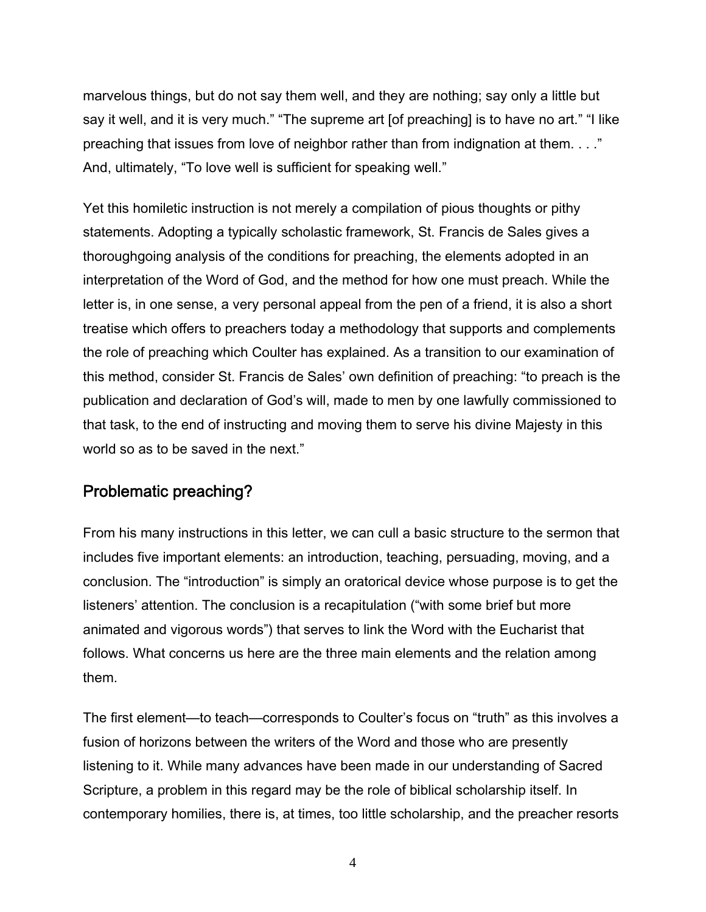marvelous things, but do not say them well, and they are nothing; say only a little but say it well, and it is very much." "The supreme art [of preaching] is to have no art." "I like preaching that issues from love of neighbor rather than from indignation at them. . . ." And, ultimately, "To love well is sufficient for speaking well."

Yet this homiletic instruction is not merely a compilation of pious thoughts or pithy statements. Adopting a typically scholastic framework, St. Francis de Sales gives a thoroughgoing analysis of the conditions for preaching, the elements adopted in an interpretation of the Word of God, and the method for how one must preach. While the letter is, in one sense, a very personal appeal from the pen of a friend, it is also a short treatise which offers to preachers today a methodology that supports and complements the role of preaching which Coulter has explained. As a transition to our examination of this method, consider St. Francis de Sales' own definition of preaching: "to preach is the publication and declaration of God's will, made to men by one lawfully commissioned to that task, to the end of instructing and moving them to serve his divine Majesty in this world so as to be saved in the next."

## Problematic preaching?

From his many instructions in this letter, we can cull a basic structure to the sermon that includes five important elements: an introduction, teaching, persuading, moving, and a conclusion. The "introduction" is simply an oratorical device whose purpose is to get the listeners' attention. The conclusion is a recapitulation ("with some brief but more animated and vigorous words") that serves to link the Word with the Eucharist that follows. What concerns us here are the three main elements and the relation among them.

The first element—to teach—corresponds to Coulter's focus on "truth" as this involves a fusion of horizons between the writers of the Word and those who are presently listening to it. While many advances have been made in our understanding of Sacred Scripture, a problem in this regard may be the role of biblical scholarship itself. In contemporary homilies, there is, at times, too little scholarship, and the preacher resorts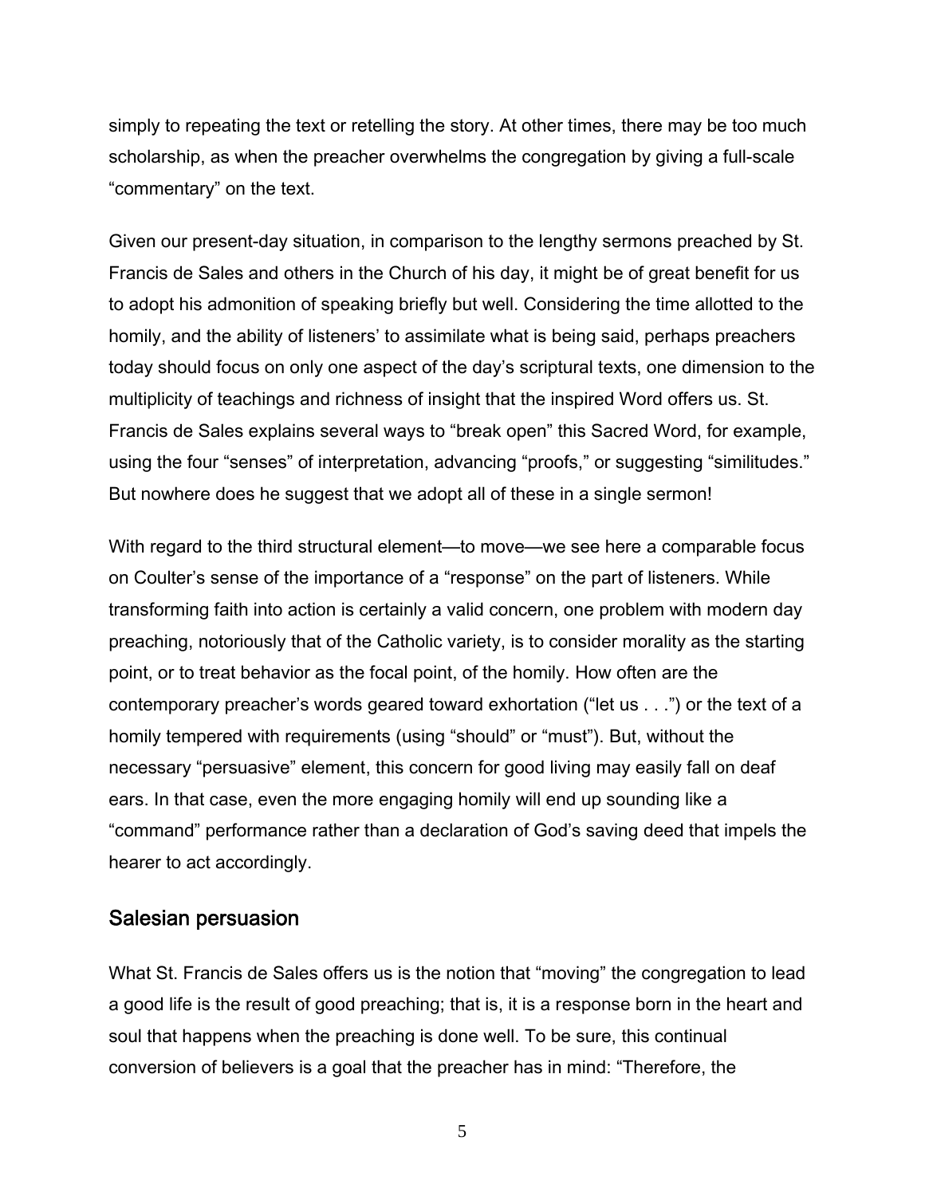simply to repeating the text or retelling the story. At other times, there may be too much scholarship, as when the preacher overwhelms the congregation by giving a full-scale "commentary" on the text.

Given our present-day situation, in comparison to the lengthy sermons preached by St. Francis de Sales and others in the Church of his day, it might be of great benefit for us to adopt his admonition of speaking briefly but well. Considering the time allotted to the homily, and the ability of listeners' to assimilate what is being said, perhaps preachers today should focus on only one aspect of the day's scriptural texts, one dimension to the multiplicity of teachings and richness of insight that the inspired Word offers us. St. Francis de Sales explains several ways to "break open" this Sacred Word, for example, using the four "senses" of interpretation, advancing "proofs," or suggesting "similitudes." But nowhere does he suggest that we adopt all of these in a single sermon!

With regard to the third structural element—to move—we see here a comparable focus on Coulter's sense of the importance of a "response" on the part of listeners. While transforming faith into action is certainly a valid concern, one problem with modern day preaching, notoriously that of the Catholic variety, is to consider morality as the starting point, or to treat behavior as the focal point, of the homily. How often are the contemporary preacher's words geared toward exhortation ("let us . . .") or the text of a homily tempered with requirements (using "should" or "must"). But, without the necessary "persuasive" element, this concern for good living may easily fall on deaf ears. In that case, even the more engaging homily will end up sounding like a "command" performance rather than a declaration of God's saving deed that impels the hearer to act accordingly.

## Salesian persuasion

What St. Francis de Sales offers us is the notion that "moving" the congregation to lead a good life is the result of good preaching; that is, it is a response born in the heart and soul that happens when the preaching is done well. To be sure, this continual conversion of believers is a goal that the preacher has in mind: "Therefore, the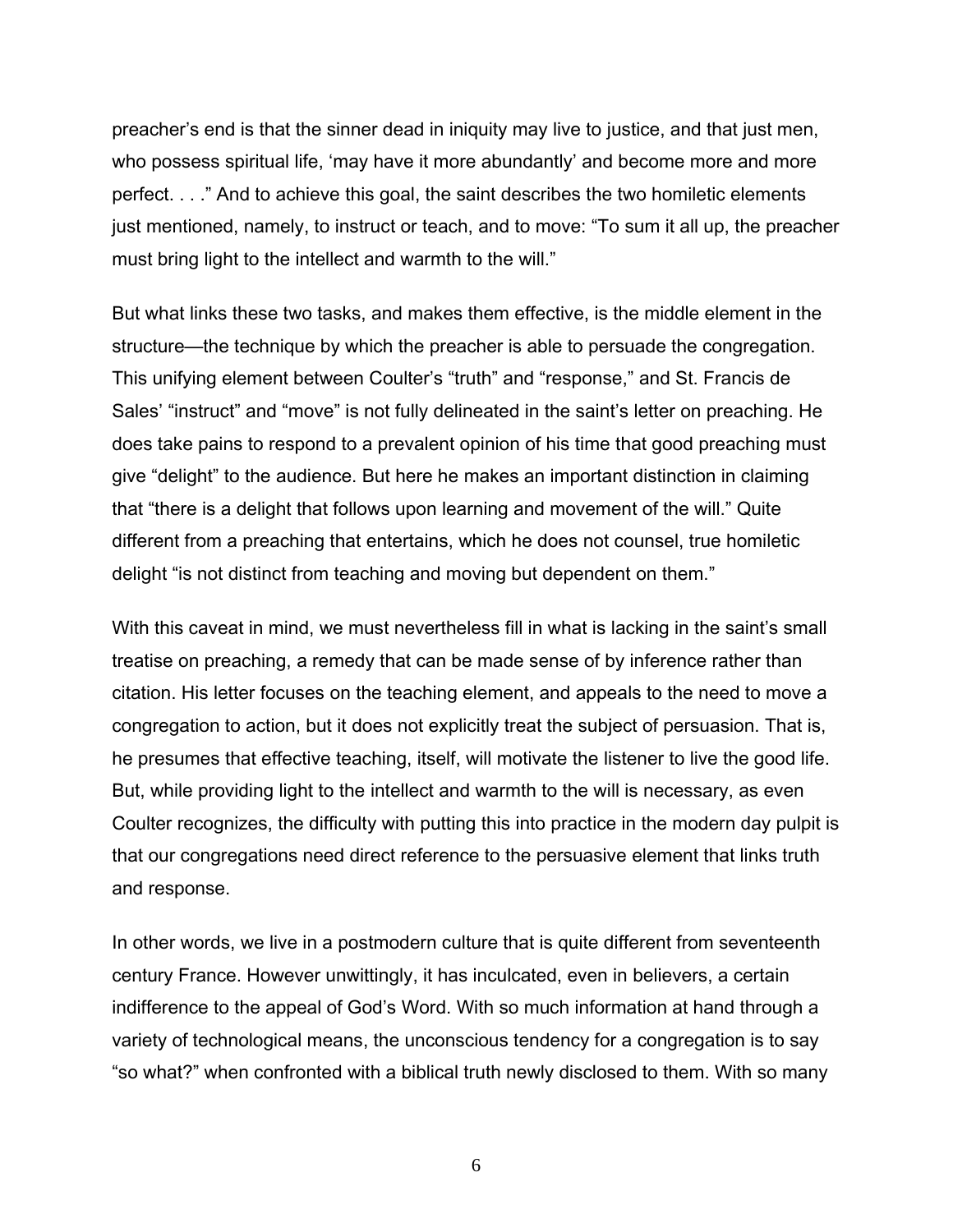preacher's end is that the sinner dead in iniquity may live to justice, and that just men, who possess spiritual life, 'may have it more abundantly' and become more and more perfect. . . ." And to achieve this goal, the saint describes the two homiletic elements just mentioned, namely, to instruct or teach, and to move: "To sum it all up, the preacher must bring light to the intellect and warmth to the will."

But what links these two tasks, and makes them effective, is the middle element in the structure—the technique by which the preacher is able to persuade the congregation. This unifying element between Coulter's "truth" and "response," and St. Francis de Sales' "instruct" and "move" is not fully delineated in the saint's letter on preaching. He does take pains to respond to a prevalent opinion of his time that good preaching must give "delight" to the audience. But here he makes an important distinction in claiming that "there is a delight that follows upon learning and movement of the will." Quite different from a preaching that entertains, which he does not counsel, true homiletic delight "is not distinct from teaching and moving but dependent on them."

With this caveat in mind, we must nevertheless fill in what is lacking in the saint's small treatise on preaching, a remedy that can be made sense of by inference rather than citation. His letter focuses on the teaching element, and appeals to the need to move a congregation to action, but it does not explicitly treat the subject of persuasion. That is, he presumes that effective teaching, itself, will motivate the listener to live the good life. But, while providing light to the intellect and warmth to the will is necessary, as even Coulter recognizes, the difficulty with putting this into practice in the modern day pulpit is that our congregations need direct reference to the persuasive element that links truth and response.

In other words, we live in a postmodern culture that is quite different from seventeenth century France. However unwittingly, it has inculcated, even in believers, a certain indifference to the appeal of God's Word. With so much information at hand through a variety of technological means, the unconscious tendency for a congregation is to say "so what?" when confronted with a biblical truth newly disclosed to them. With so many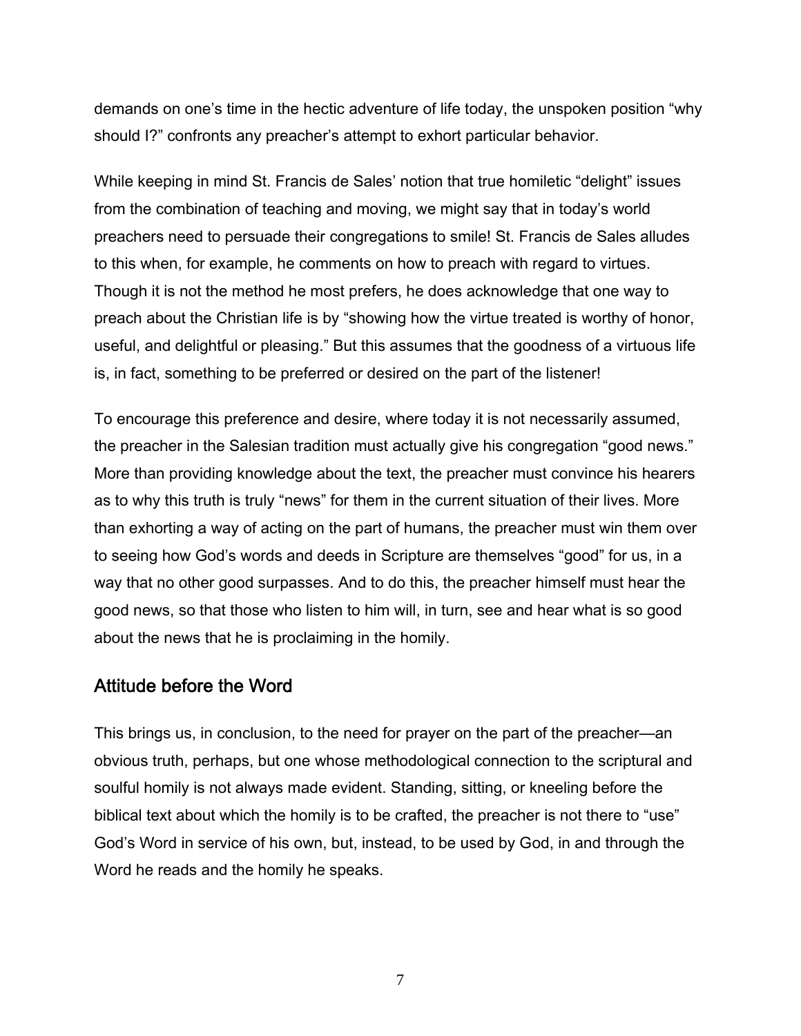demands on one's time in the hectic adventure of life today, the unspoken position "why should I?" confronts any preacher's attempt to exhort particular behavior.

While keeping in mind St. Francis de Sales' notion that true homiletic "delight" issues from the combination of teaching and moving, we might say that in today's world preachers need to persuade their congregations to smile! St. Francis de Sales alludes to this when, for example, he comments on how to preach with regard to virtues. Though it is not the method he most prefers, he does acknowledge that one way to preach about the Christian life is by "showing how the virtue treated is worthy of honor, useful, and delightful or pleasing." But this assumes that the goodness of a virtuous life is, in fact, something to be preferred or desired on the part of the listener!

To encourage this preference and desire, where today it is not necessarily assumed, the preacher in the Salesian tradition must actually give his congregation "good news." More than providing knowledge about the text, the preacher must convince his hearers as to why this truth is truly "news" for them in the current situation of their lives. More than exhorting a way of acting on the part of humans, the preacher must win them over to seeing how God's words and deeds in Scripture are themselves "good" for us, in a way that no other good surpasses. And to do this, the preacher himself must hear the good news, so that those who listen to him will, in turn, see and hear what is so good about the news that he is proclaiming in the homily.

## Attitude before the Word

This brings us, in conclusion, to the need for prayer on the part of the preacher—an obvious truth, perhaps, but one whose methodological connection to the scriptural and soulful homily is not always made evident. Standing, sitting, or kneeling before the biblical text about which the homily is to be crafted, the preacher is not there to "use" God's Word in service of his own, but, instead, to be used by God, in and through the Word he reads and the homily he speaks.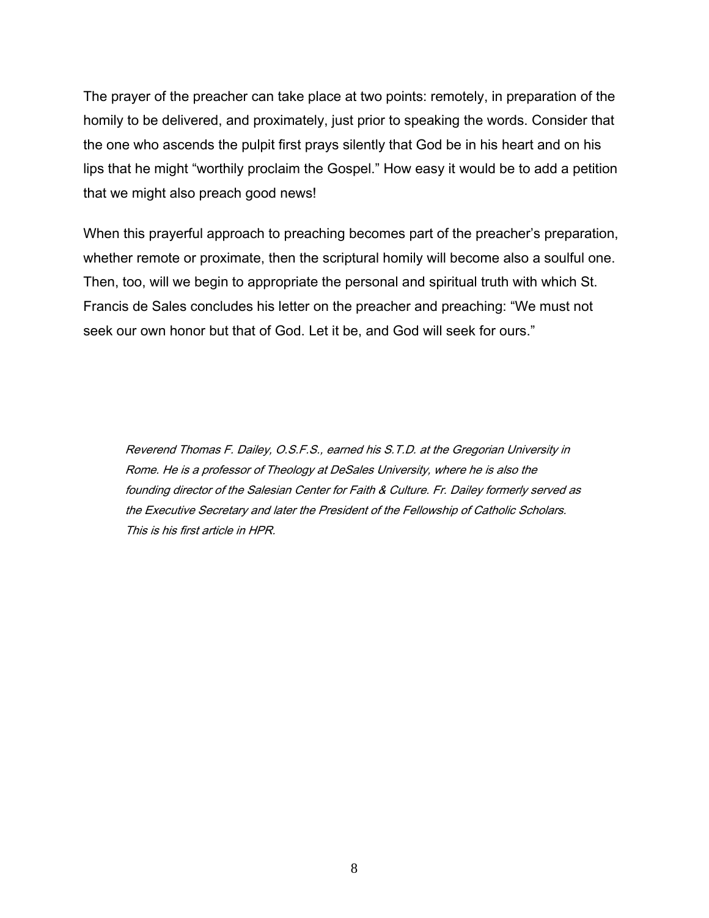The prayer of the preacher can take place at two points: remotely, in preparation of the homily to be delivered, and proximately, just prior to speaking the words. Consider that the one who ascends the pulpit first prays silently that God be in his heart and on his lips that he might "worthily proclaim the Gospel." How easy it would be to add a petition that we might also preach good news!

When this prayerful approach to preaching becomes part of the preacher's preparation, whether remote or proximate, then the scriptural homily will become also a soulful one. Then, too, will we begin to appropriate the personal and spiritual truth with which St. Francis de Sales concludes his letter on the preacher and preaching: "We must not seek our own honor but that of God. Let it be, and God will seek for ours."

*Reverend Thomas F. Dailey, O.S.F.S., earned his S.T.D. at the Gregorian University in Rome. He is a professor of Theology at DeSales University, where he is also the founding director of the Salesian Center for Faith & Culture. Fr. Dailey formerly served as the Executive Secretary and later the President of the Fellowship of Catholic Scholars. This is his first article in HPR.*